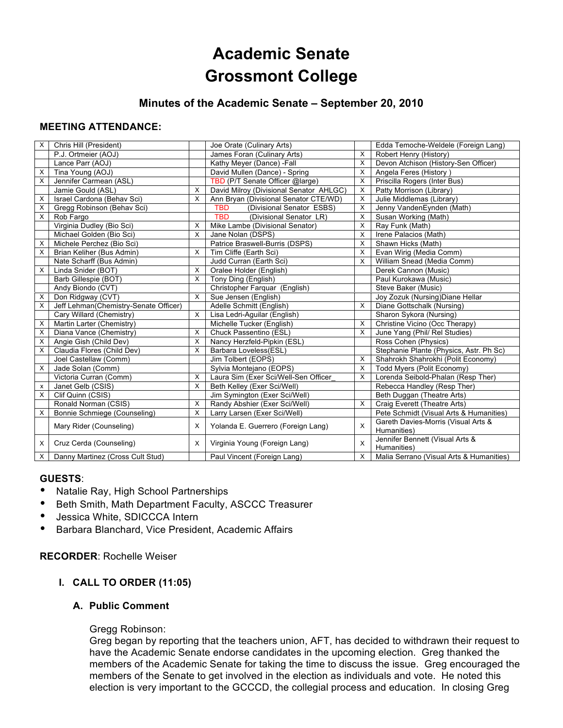# Academic Senate
# Grossmont College

## Minutes of the Academic Senate – September 20, 2010

### MEETING ATTENDANCE:

| | | | | | |
|---|---|---|---|---|---|
| X | Chris Hill (President) | | Joe Orate (Culinary Arts) | | Edda Temoche-Weldele (Foreign Lang) |
| | P.J. Ortmeier (AOJ) | | James Foran (Culinary Arts) | X | Robert Henry (History) |
| | Lance Parr (AOJ) | | Kathy Meyer (Dance) -Fall | X | Devon Atchison (History-Sen Officer) |
| X | Tina Young (AOJ) | | David Mullen (Dance) - Spring | X | Angela Feres (History ) |
| X | Jennifer Carmean (ASL) | | TBD (P/T Senate Officer @large) | X | Priscilla Rogers (Inter Bus) |
| | Jamie Gould (ASL) | X | David Milroy (Divisional Senator AHLGC) | X | Patty Morrison (Library) |
| X | Israel Cardona (Behav Sci) | X | Ann Bryan (Divisional Senator CTE/WD) | X | Julie Middlemas (Library) |
| X | Gregg Robinson (Behav Sci) | | TBD (Divisional Senator ESBS) | X | Jenny VandenEynden (Math) |
| X | Rob Fargo | | TBD (Divisional Senator LR) | X | Susan Working (Math) |
| | Virginia Dudley (Bio Sci) | X | Mike Lambe (Divisional Senator) | X | Ray Funk (Math) |
| | Michael Golden (Bio Sci) | X | Jane Nolan (DSPS) | X | Irene Palacios (Math) |
| X | Michele Perchez (Bio Sci) | | Patrice Braswell-Burris (DSPS) | X | Shawn Hicks (Math) |
| X | Brian Keliher (Bus Admin) | X | Tim Cliffe (Earth Sci) | X | Evan Wirig (Media Comm) |
| | Nate Scharff (Bus Admin) | | Judd Curran (Earth Sci) | X | William Snead (Media Comm) |
| X | Linda Snider (BOT) | X | Oralee Holder (English) | | Derek Cannon (Music) |
| | Barb Gillespie (BOT) | X | Tony Ding (English) | | Paul Kurokawa (Music) |
| | Andy Biondo (CVT) | | Christopher Farquar (English) | | Steve Baker (Music) |
| X | Don Ridgway (CVT) | X | Sue Jensen (English) | | Joy Zozuk (Nursing)Diane Hellar |
| X | Jeff Lehman(Chemistry-Senate Officer) | | Adelle Schmitt (English) | X | Diane Gottschalk (Nursing) |
| | Cary Willard (Chemistry) | X | Lisa Ledri-Aguilar (English) | | Sharon Sykora (Nursing) |
| X | Martin Larter (Chemistry) | | Michelle Tucker (English) | X | Christine Vicino (Occ Therapy) |
| X | Diana Vance (Chemistry) | X | Chuck Passentino (ESL) | X | June Yang (Phil/ Rel Studies) |
| X | Angie Gish (Child Dev) | X | Nancy Herzfeld-Pipkin (ESL) | | Ross Cohen (Physics) |
| X | Claudia Flores (Child Dev) | X | Barbara Loveless(ESL) | | Stephanie Plante (Physics, Astr. Ph Sc) |
| | Joel Castellaw (Comm) | | Jim Tolbert (EOPS) | X | Shahrokh Shahrokhi (Polit Economy) |
| X | Jade Solan (Comm) | | Sylvia Montejano (EOPS) | X | Todd Myers (Polit Economy) |
| | Victoria Curran (Comm) | X | Laura Sim (Exer Sci/Well-Sen Officer_ | X | Lorenda Seibold-Phalan (Resp Ther) |
| x | Janet Gelb (CSIS) | X | Beth Kelley (Exer Sci/Well) | | Rebecca Handley (Resp Ther) |
| X | Clif Quinn (CSIS) | | Jim Symington (Exer Sci/Well) | | Beth Duggan (Theatre Arts) |
| | Ronald Norman (CSIS) | X | Randy Abshier (Exer Sci/Well) | X | Craig Everett (Theatre Arts) |
| X | Bonnie Schmiege (Counseling) | X | Larry Larsen (Exer Sci/Well) | | Pete Schmidt (Visual Arts & Humanities) |
| | Mary Rider (Counseling) | X | Yolanda E. Guerrero (Foreign Lang) | X | Gareth Davies-Morris (Visual Arts & Humanities) |
| X | Cruz Cerda (Counseling) | X | Virginia Young (Foreign Lang) | X | Jennifer Bennett (Visual Arts & Humanities) |
| X | Danny Martinez (Cross Cult Stud) | | Paul Vincent (Foreign Lang) | X | Malia Serrano (Visual Arts & Humanities) |

**GUESTS**:

- Natalie Ray, High School Partnerships
- Beth Smith, Math Department Faculty, ASCCC Treasurer
- Jessica White, SDICCCA Intern
- Barbara Blanchard, Vice President, Academic Affairs

**RECORDER**: Rochelle Weiser

### I. CALL TO ORDER (11:05)

#### A. Public Comment

Gregg Robinson:
Greg began by reporting that the teachers union, AFT, has decided to withdrawn their request to have the Academic Senate endorse candidates in the upcoming election. Greg thanked the members of the Academic Senate for taking the time to discuss the issue. Greg encouraged the members of the Senate to get involved in the election as individuals and vote. He noted this election is very important to the GCCCD, the collegial process and education. In closing Greg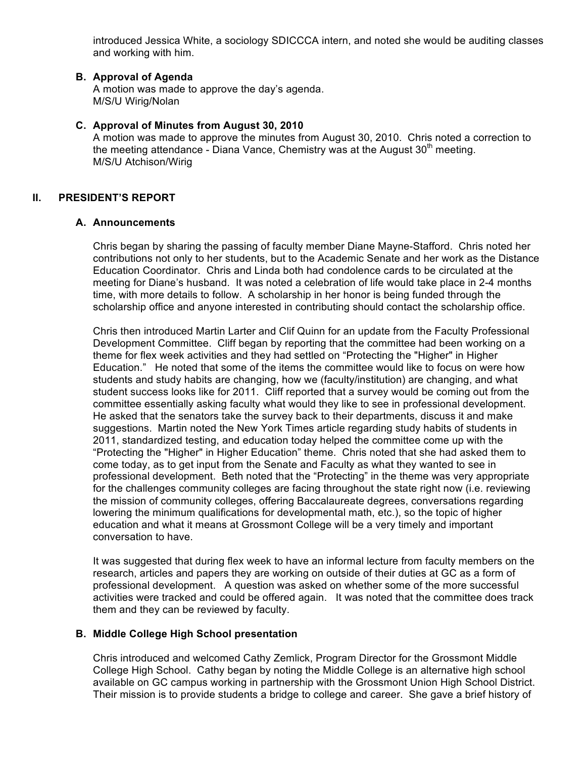introduced Jessica White, a sociology SDICCCA intern, and noted she would be auditing classes and working with him.

### B. Approval of Agenda

A motion was made to approve the day's agenda.
M/S/U Wirig/Nolan

### C. Approval of Minutes from August 30, 2010

A motion was made to approve the minutes from August 30, 2010. Chris noted a correction to the meeting attendance - Diana Vance, Chemistry was at the August 30th meeting.
M/S/U Atchison/Wirig

## II. PRESIDENT'S REPORT

### A. Announcements

Chris began by sharing the passing of faculty member Diane Mayne-Stafford. Chris noted her contributions not only to her students, but to the Academic Senate and her work as the Distance Education Coordinator. Chris and Linda both had condolence cards to be circulated at the meeting for Diane's husband. It was noted a celebration of life would take place in 2-4 months time, with more details to follow. A scholarship in her honor is being funded through the scholarship office and anyone interested in contributing should contact the scholarship office.

Chris then introduced Martin Larter and Clif Quinn for an update from the Faculty Professional Development Committee. Cliff began by reporting that the committee had been working on a theme for flex week activities and they had settled on "Protecting the "Higher" in Higher Education." He noted that some of the items the committee would like to focus on were how students and study habits are changing, how we (faculty/institution) are changing, and what student success looks like for 2011. Cliff reported that a survey would be coming out from the committee essentially asking faculty what would they like to see in professional development. He asked that the senators take the survey back to their departments, discuss it and make suggestions. Martin noted the New York Times article regarding study habits of students in 2011, standardized testing, and education today helped the committee come up with the "Protecting the "Higher" in Higher Education" theme. Chris noted that she had asked them to come today, as to get input from the Senate and Faculty as what they wanted to see in professional development. Beth noted that the "Protecting" in the theme was very appropriate for the challenges community colleges are facing throughout the state right now (i.e. reviewing the mission of community colleges, offering Baccalaureate degrees, conversations regarding lowering the minimum qualifications for developmental math, etc.), so the topic of higher education and what it means at Grossmont College will be a very timely and important conversation to have.

It was suggested that during flex week to have an informal lecture from faculty members on the research, articles and papers they are working on outside of their duties at GC as a form of professional development. A question was asked on whether some of the more successful activities were tracked and could be offered again. It was noted that the committee does track them and they can be reviewed by faculty.

### B. Middle College High School presentation

Chris introduced and welcomed Cathy Zemlick, Program Director for the Grossmont Middle College High School. Cathy began by noting the Middle College is an alternative high school available on GC campus working in partnership with the Grossmont Union High School District. Their mission is to provide students a bridge to college and career. She gave a brief history of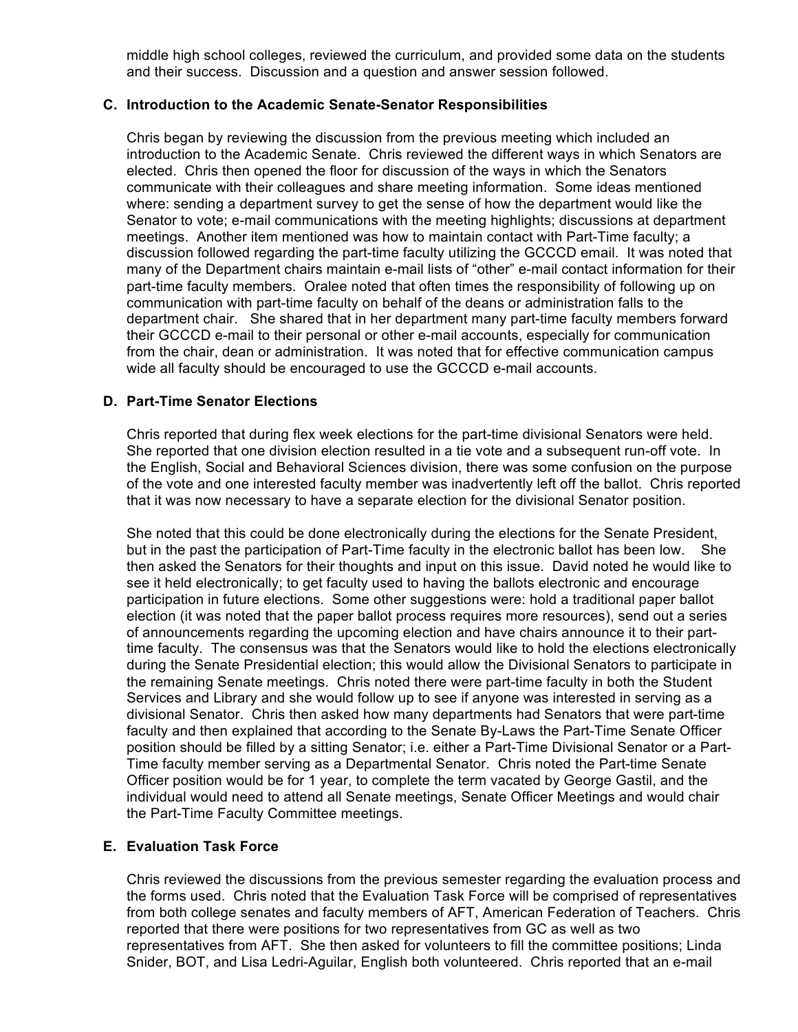middle high school colleges, reviewed the curriculum, and provided some data on the students and their success. Discussion and a question and answer session followed.

### C. Introduction to the Academic Senate-Senator Responsibilities

Chris began by reviewing the discussion from the previous meeting which included an introduction to the Academic Senate. Chris reviewed the different ways in which Senators are elected. Chris then opened the floor for discussion of the ways in which the Senators communicate with their colleagues and share meeting information. Some ideas mentioned where: sending a department survey to get the sense of how the department would like the Senator to vote; e-mail communications with the meeting highlights; discussions at department meetings. Another item mentioned was how to maintain contact with Part-Time faculty; a discussion followed regarding the part-time faculty utilizing the GCCCD email. It was noted that many of the Department chairs maintain e-mail lists of “other” e-mail contact information for their part-time faculty members. Oralee noted that often times the responsibility of following up on communication with part-time faculty on behalf of the deans or administration falls to the department chair. She shared that in her department many part-time faculty members forward their GCCCD e-mail to their personal or other e-mail accounts, especially for communication from the chair, dean or administration. It was noted that for effective communication campus wide all faculty should be encouraged to use the GCCCD e-mail accounts.

### D. Part-Time Senator Elections

Chris reported that during flex week elections for the part-time divisional Senators were held. She reported that one division election resulted in a tie vote and a subsequent run-off vote. In the English, Social and Behavioral Sciences division, there was some confusion on the purpose of the vote and one interested faculty member was inadvertently left off the ballot. Chris reported that it was now necessary to have a separate election for the divisional Senator position.

She noted that this could be done electronically during the elections for the Senate President, but in the past the participation of Part-Time faculty in the electronic ballot has been low. She then asked the Senators for their thoughts and input on this issue. David noted he would like to see it held electronically; to get faculty used to having the ballots electronic and encourage participation in future elections. Some other suggestions were: hold a traditional paper ballot election (it was noted that the paper ballot process requires more resources), send out a series of announcements regarding the upcoming election and have chairs announce it to their part-time faculty. The consensus was that the Senators would like to hold the elections electronically during the Senate Presidential election; this would allow the Divisional Senators to participate in the remaining Senate meetings. Chris noted there were part-time faculty in both the Student Services and Library and she would follow up to see if anyone was interested in serving as a divisional Senator. Chris then asked how many departments had Senators that were part-time faculty and then explained that according to the Senate By-Laws the Part-Time Senate Officer position should be filled by a sitting Senator; i.e. either a Part-Time Divisional Senator or a Part-Time faculty member serving as a Departmental Senator. Chris noted the Part-time Senate Officer position would be for 1 year, to complete the term vacated by George Gastil, and the individual would need to attend all Senate meetings, Senate Officer Meetings and would chair the Part-Time Faculty Committee meetings.

### E. Evaluation Task Force

Chris reviewed the discussions from the previous semester regarding the evaluation process and the forms used. Chris noted that the Evaluation Task Force will be comprised of representatives from both college senates and faculty members of AFT, American Federation of Teachers. Chris reported that there were positions for two representatives from GC as well as two representatives from AFT. She then asked for volunteers to fill the committee positions; Linda Snider, BOT, and Lisa Ledri-Aguilar, English both volunteered. Chris reported that an e-mail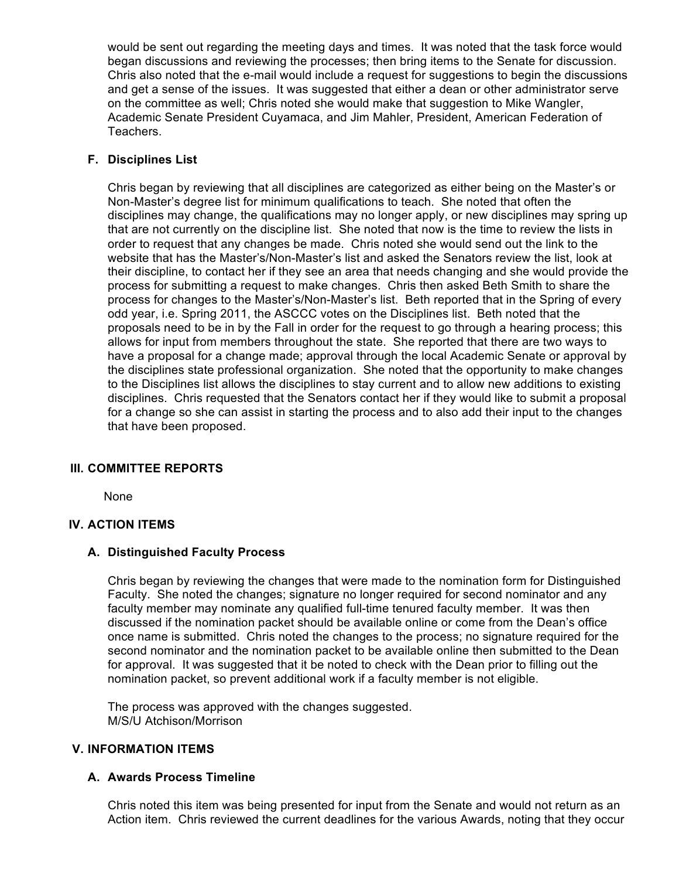would be sent out regarding the meeting days and times. It was noted that the task force would began discussions and reviewing the processes; then bring items to the Senate for discussion. Chris also noted that the e-mail would include a request for suggestions to begin the discussions and get a sense of the issues. It was suggested that either a dean or other administrator serve on the committee as well; Chris noted she would make that suggestion to Mike Wangler, Academic Senate President Cuyamaca, and Jim Mahler, President, American Federation of Teachers.

### F. Disciplines List

Chris began by reviewing that all disciplines are categorized as either being on the Master's or Non-Master's degree list for minimum qualifications to teach. She noted that often the disciplines may change, the qualifications may no longer apply, or new disciplines may spring up that are not currently on the discipline list. She noted that now is the time to review the lists in order to request that any changes be made. Chris noted she would send out the link to the website that has the Master's/Non-Master's list and asked the Senators review the list, look at their discipline, to contact her if they see an area that needs changing and she would provide the process for submitting a request to make changes. Chris then asked Beth Smith to share the process for changes to the Master's/Non-Master's list. Beth reported that in the Spring of every odd year, i.e. Spring 2011, the ASCCC votes on the Disciplines list. Beth noted that the proposals need to be in by the Fall in order for the request to go through a hearing process; this allows for input from members throughout the state. She reported that there are two ways to have a proposal for a change made; approval through the local Academic Senate or approval by the disciplines state professional organization. She noted that the opportunity to make changes to the Disciplines list allows the disciplines to stay current and to allow new additions to existing disciplines. Chris requested that the Senators contact her if they would like to submit a proposal for a change so she can assist in starting the process and to also add their input to the changes that have been proposed.

## III. COMMITTEE REPORTS

None

## IV. ACTION ITEMS

### A. Distinguished Faculty Process

Chris began by reviewing the changes that were made to the nomination form for Distinguished Faculty. She noted the changes; signature no longer required for second nominator and any faculty member may nominate any qualified full-time tenured faculty member. It was then discussed if the nomination packet should be available online or come from the Dean's office once name is submitted. Chris noted the changes to the process; no signature required for the second nominator and the nomination packet to be available online then submitted to the Dean for approval. It was suggested that it be noted to check with the Dean prior to filling out the nomination packet, so prevent additional work if a faculty member is not eligible.

The process was approved with the changes suggested.
M/S/U Atchison/Morrison

## V. INFORMATION ITEMS

### A. Awards Process Timeline

Chris noted this item was being presented for input from the Senate and would not return as an Action item. Chris reviewed the current deadlines for the various Awards, noting that they occur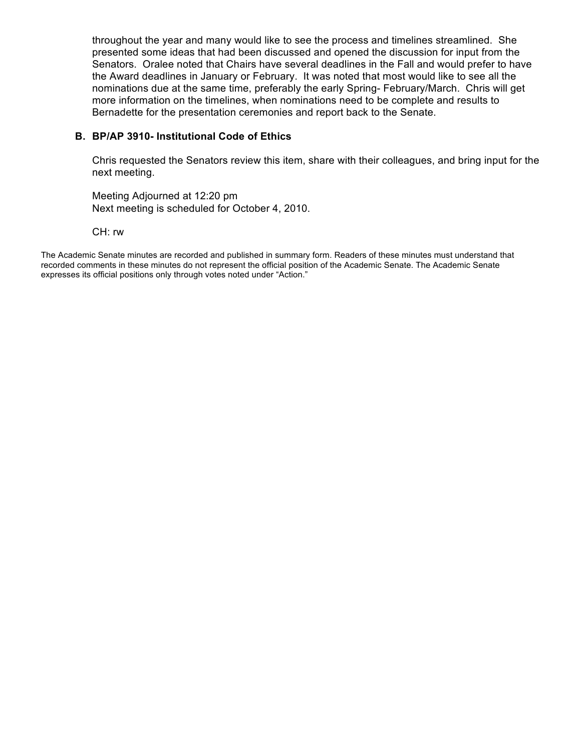throughout the year and many would like to see the process and timelines streamlined. She presented some ideas that had been discussed and opened the discussion for input from the Senators. Oralee noted that Chairs have several deadlines in the Fall and would prefer to have the Award deadlines in January or February. It was noted that most would like to see all the nominations due at the same time, preferably the early Spring- February/March. Chris will get more information on the timelines, when nominations need to be complete and results to Bernadette for the presentation ceremonies and report back to the Senate.

**B. BP/AP 3910- Institutional Code of Ethics**

Chris requested the Senators review this item, share with their colleagues, and bring input for the next meeting.

Meeting Adjourned at 12:20 pm
Next meeting is scheduled for October 4, 2010.

CH: rw

The Academic Senate minutes are recorded and published in summary form. Readers of these minutes must understand that recorded comments in these minutes do not represent the official position of the Academic Senate. The Academic Senate expresses its official positions only through votes noted under "Action."